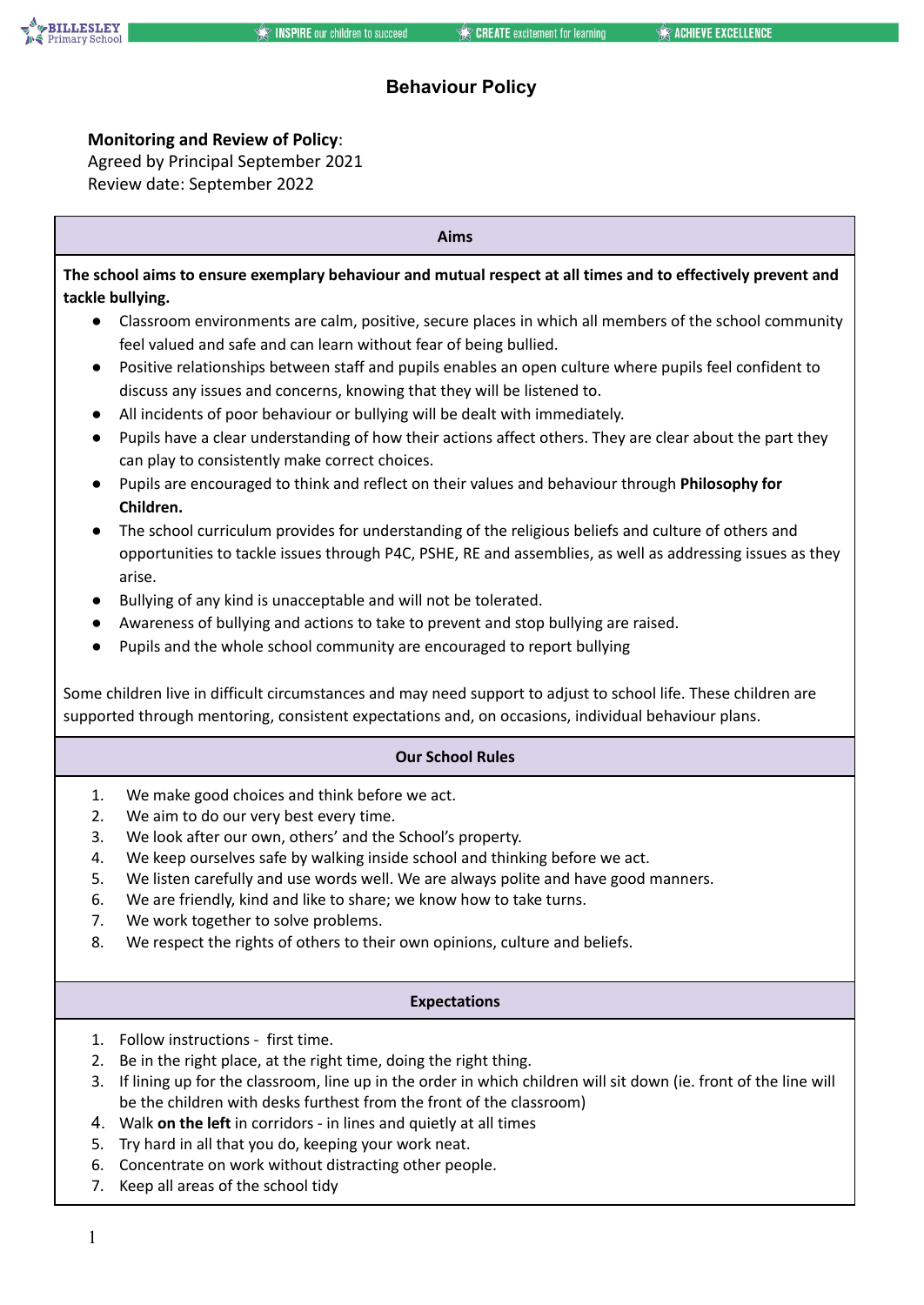# Behaviour Policy

**Monitoring and Review of Policy**:
Agreed by Principal September 2021
Review date: September 2022

## Aims

**The school aims to ensure exemplary behaviour and mutual respect at all times and to effectively prevent and tackle bullying.**

- Classroom environments are calm, positive, secure places in which all members of the school community feel valued and safe and can learn without fear of being bullied.
- Positive relationships between staff and pupils enables an open culture where pupils feel confident to discuss any issues and concerns, knowing that they will be listened to.
- All incidents of poor behaviour or bullying will be dealt with immediately.
- Pupils have a clear understanding of how their actions affect others. They are clear about the part they can play to consistently make correct choices.
- Pupils are encouraged to think and reflect on their values and behaviour through **Philosophy for Children.**
- The school curriculum provides for understanding of the religious beliefs and culture of others and opportunities to tackle issues through P4C, PSHE, RE and assemblies, as well as addressing issues as they arise.
- Bullying of any kind is unacceptable and will not be tolerated.
- Awareness of bullying and actions to take to prevent and stop bullying are raised.
- Pupils and the whole school community are encouraged to report bullying

Some children live in difficult circumstances and may need support to adjust to school life. These children are supported through mentoring, consistent expectations and, on occasions, individual behaviour plans.

## Our School Rules

1. We make good choices and think before we act.
2. We aim to do our very best every time.
3. We look after our own, others' and the School's property.
4. We keep ourselves safe by walking inside school and thinking before we act.
5. We listen carefully and use words well. We are always polite and have good manners.
6. We are friendly, kind and like to share; we know how to take turns.
7. We work together to solve problems.
8. We respect the rights of others to their own opinions, culture and beliefs.

## Expectations

1. Follow instructions - first time.
2. Be in the right place, at the right time, doing the right thing.
3. If lining up for the classroom, line up in the order in which children will sit down (ie. front of the line will be the children with desks furthest from the front of the classroom)
4. Walk **on the left** in corridors - in lines and quietly at all times
5. Try hard in all that you do, keeping your work neat.
6. Concentrate on work without distracting other people.
7. Keep all areas of the school tidy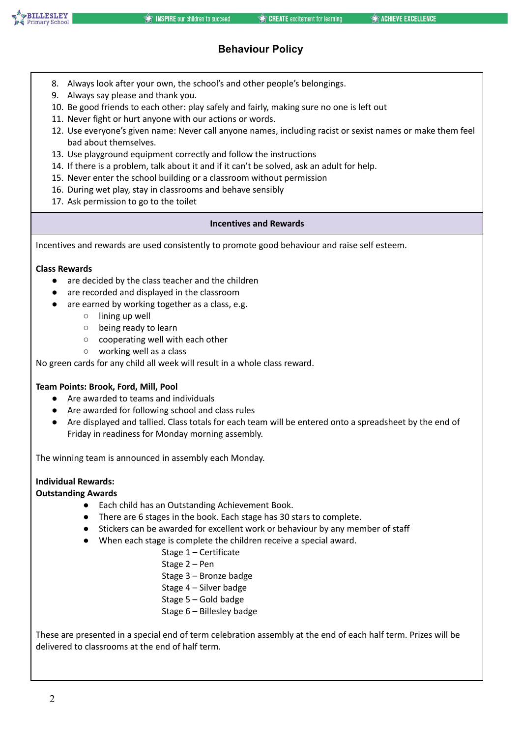8. Always look after your own, the school's and other people's belongings.
9. Always say please and thank you.
10. Be good friends to each other: play safely and fairly, making sure no one is left out
11. Never fight or hurt anyone with our actions or words.
12. Use everyone's given name: Never call anyone names, including racist or sexist names or make them feel bad about themselves.
13. Use playground equipment correctly and follow the instructions
14. If there is a problem, talk about it and if it can't be solved, ask an adult for help.
15. Never enter the school building or a classroom without permission
16. During wet play, stay in classrooms and behave sensibly
17. Ask permission to go to the toilet

## Incentives and Rewards

Incentives and rewards are used consistently to promote good behaviour and raise self esteem.

**Class Rewards**

- are decided by the class teacher and the children
- are recorded and displayed in the classroom
- are earned by working together as a class, e.g.
  - lining up well
  - being ready to learn
  - cooperating well with each other
  - working well as a class

No green cards for any child all week will result in a whole class reward.

**Team Points: Brook, Ford, Mill, Pool**

- Are awarded to teams and individuals
- Are awarded for following school and class rules
- Are displayed and tallied. Class totals for each team will be entered onto a spreadsheet by the end of Friday in readiness for Monday morning assembly.

The winning team is announced in assembly each Monday.

**Individual Rewards:**
**Outstanding Awards**

- Each child has an Outstanding Achievement Book.
- There are 6 stages in the book. Each stage has 30 stars to complete.
- Stickers can be awarded for excellent work or behaviour by any member of staff
- When each stage is complete the children receive a special award.

Stage 1 – Certificate
Stage 2 – Pen
Stage 3 – Bronze badge
Stage 4 – Silver badge
Stage 5 – Gold badge
Stage 6 – Billesley badge

These are presented in a special end of term celebration assembly at the end of each half term. Prizes will be delivered to classrooms at the end of half term.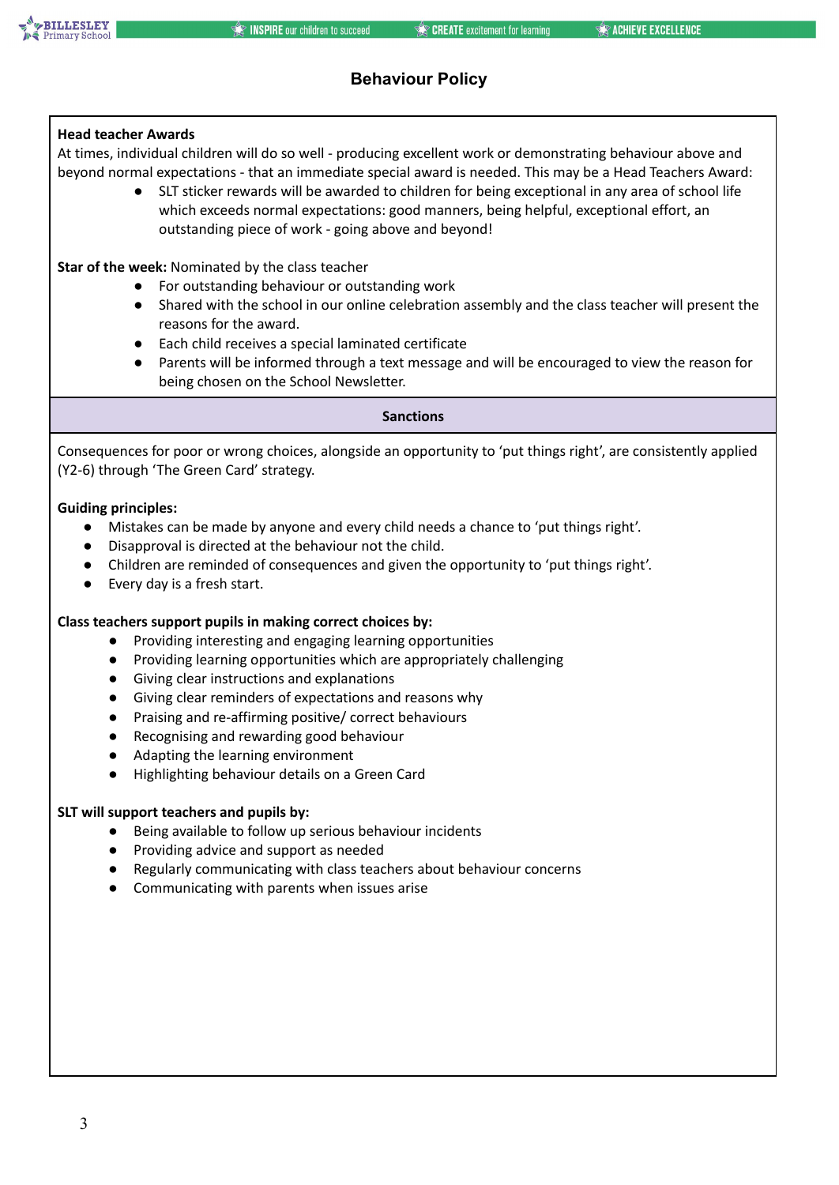## Behaviour Policy

**Head teacher Awards**

At times, individual children will do so well - producing excellent work or demonstrating behaviour above and beyond normal expectations - that an immediate special award is needed. This may be a Head Teachers Award:

- SLT sticker rewards will be awarded to children for being exceptional in any area of school life which exceeds normal expectations: good manners, being helpful, exceptional effort, an outstanding piece of work - going above and beyond!

**Star of the week:** Nominated by the class teacher

- For outstanding behaviour or outstanding work
- Shared with the school in our online celebration assembly and the class teacher will present the reasons for the award.
- Each child receives a special laminated certificate
- Parents will be informed through a text message and will be encouraged to view the reason for being chosen on the School Newsletter.

### Sanctions

Consequences for poor or wrong choices, alongside an opportunity to 'put things right', are consistently applied (Y2-6) through 'The Green Card' strategy.

**Guiding principles:**

- Mistakes can be made by anyone and every child needs a chance to 'put things right'.
- Disapproval is directed at the behaviour not the child.
- Children are reminded of consequences and given the opportunity to 'put things right'.
- Every day is a fresh start.

**Class teachers support pupils in making correct choices by:**

- Providing interesting and engaging learning opportunities
- Providing learning opportunities which are appropriately challenging
- Giving clear instructions and explanations
- Giving clear reminders of expectations and reasons why
- Praising and re-affirming positive/ correct behaviours
- Recognising and rewarding good behaviour
- Adapting the learning environment
- Highlighting behaviour details on a Green Card

**SLT will support teachers and pupils by:**

- Being available to follow up serious behaviour incidents
- Providing advice and support as needed
- Regularly communicating with class teachers about behaviour concerns
- Communicating with parents when issues arise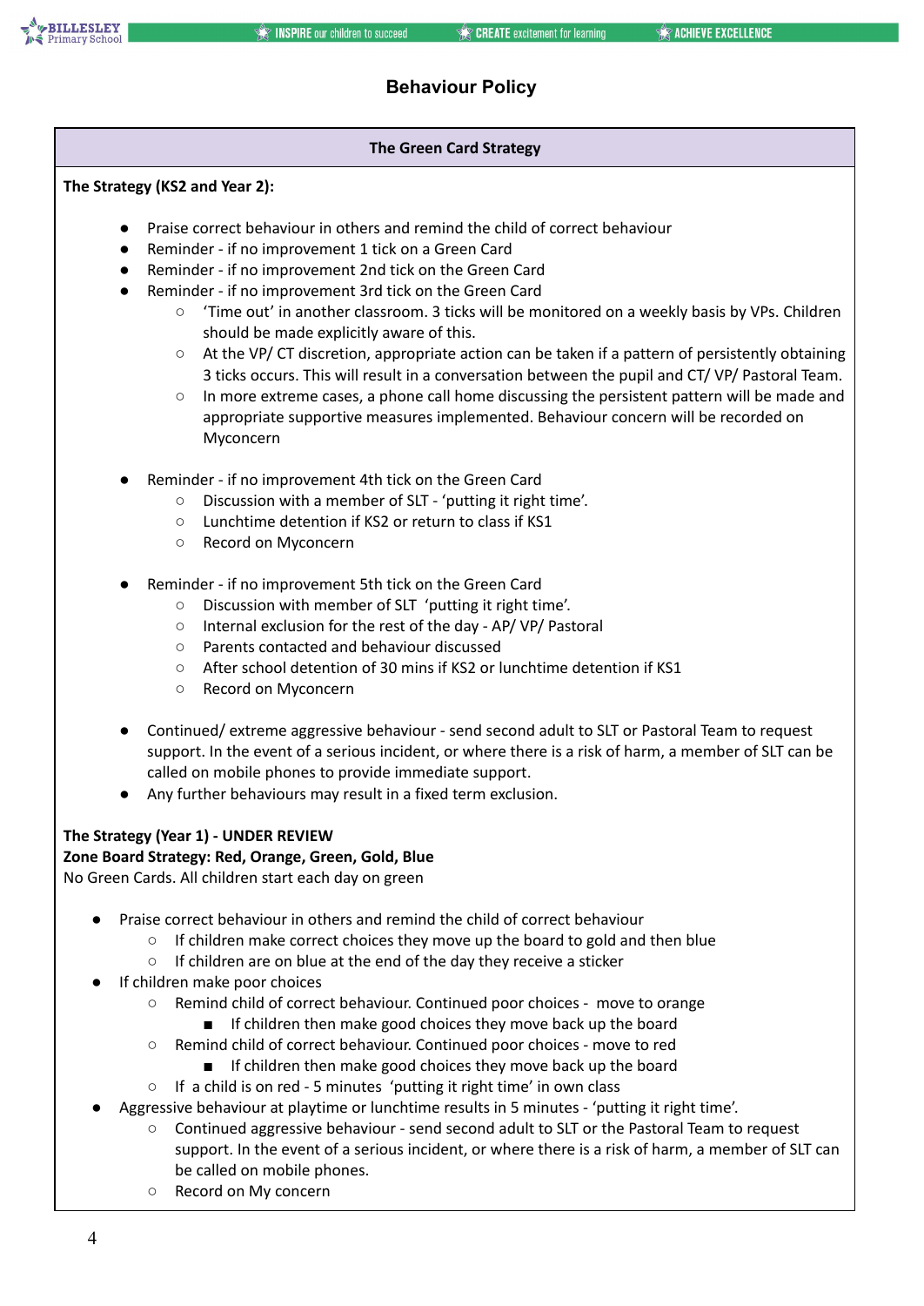# Behaviour Policy

## The Green Card Strategy

**The Strategy (KS2 and Year 2):**

- Praise correct behaviour in others and remind the child of correct behaviour
- Reminder - if no improvement 1 tick on a Green Card
- Reminder - if no improvement 2nd tick on the Green Card
- Reminder - if no improvement 3rd tick on the Green Card
  - 'Time out' in another classroom. 3 ticks will be monitored on a weekly basis by VPs. Children should be made explicitly aware of this.
  - At the VP/ CT discretion, appropriate action can be taken if a pattern of persistently obtaining 3 ticks occurs. This will result in a conversation between the pupil and CT/ VP/ Pastoral Team.
  - In more extreme cases, a phone call home discussing the persistent pattern will be made and appropriate supportive measures implemented. Behaviour concern will be recorded on Myconcern

- Reminder - if no improvement 4th tick on the Green Card
  - Discussion with a member of SLT - 'putting it right time'.
  - Lunchtime detention if KS2 or return to class if KS1
  - Record on Myconcern

- Reminder - if no improvement 5th tick on the Green Card
  - Discussion with member of SLT 'putting it right time'.
  - Internal exclusion for the rest of the day - AP/ VP/ Pastoral
  - Parents contacted and behaviour discussed
  - After school detention of 30 mins if KS2 or lunchtime detention if KS1
  - Record on Myconcern

- Continued/ extreme aggressive behaviour - send second adult to SLT or Pastoral Team to request support. In the event of a serious incident, or where there is a risk of harm, a member of SLT can be called on mobile phones to provide immediate support.
- Any further behaviours may result in a fixed term exclusion.

**The Strategy (Year 1) - UNDER REVIEW**
**Zone Board Strategy: Red, Orange, Green, Gold, Blue**
No Green Cards. All children start each day on green

- Praise correct behaviour in others and remind the child of correct behaviour
  - If children make correct choices they move up the board to gold and then blue
  - If children are on blue at the end of the day they receive a sticker
- If children make poor choices
  - Remind child of correct behaviour. Continued poor choices - move to orange
    - If children then make good choices they move back up the board
  - Remind child of correct behaviour. Continued poor choices - move to red
    - If children then make good choices they move back up the board
  - If a child is on red - 5 minutes 'putting it right time' in own class
- Aggressive behaviour at playtime or lunchtime results in 5 minutes - 'putting it right time'.
  - Continued aggressive behaviour - send second adult to SLT or the Pastoral Team to request support. In the event of a serious incident, or where there is a risk of harm, a member of SLT can be called on mobile phones.
  - Record on My concern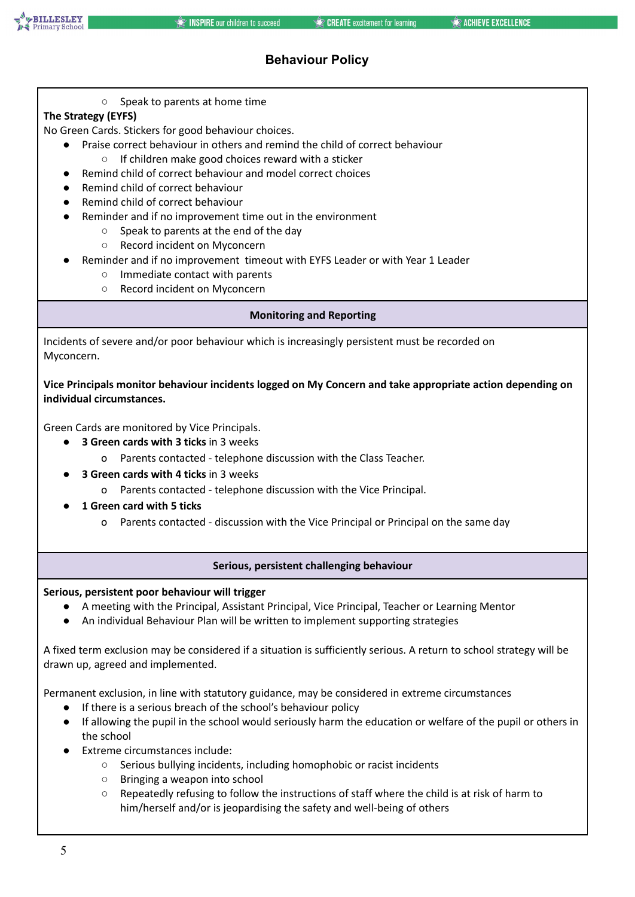- Speak to parents at home time

**The Strategy (EYFS)**

No Green Cards. Stickers for good behaviour choices.

- Praise correct behaviour in others and remind the child of correct behaviour
  - If children make good choices reward with a sticker
- Remind child of correct behaviour and model correct choices
- Remind child of correct behaviour
- Remind child of correct behaviour
- Reminder and if no improvement time out in the environment
  - Speak to parents at the end of the day
  - Record incident on Myconcern
- Reminder and if no improvement timeout with EYFS Leader or with Year 1 Leader
  - Immediate contact with parents
  - Record incident on Myconcern

## Monitoring and Reporting

Incidents of severe and/or poor behaviour which is increasingly persistent must be recorded on Myconcern.

**Vice Principals monitor behaviour incidents logged on My Concern and take appropriate action depending on individual circumstances.**

Green Cards are monitored by Vice Principals.

- **3 Green cards with 3 ticks** in 3 weeks
  - Parents contacted - telephone discussion with the Class Teacher.
- **3 Green cards with 4 ticks** in 3 weeks
  - Parents contacted - telephone discussion with the Vice Principal.
- **1 Green card with 5 ticks**
  - Parents contacted - discussion with the Vice Principal or Principal on the same day

## Serious, persistent challenging behaviour

**Serious, persistent poor behaviour will trigger**

- A meeting with the Principal, Assistant Principal, Vice Principal, Teacher or Learning Mentor
- An individual Behaviour Plan will be written to implement supporting strategies

A fixed term exclusion may be considered if a situation is sufficiently serious. A return to school strategy will be drawn up, agreed and implemented.

Permanent exclusion, in line with statutory guidance, may be considered in extreme circumstances

- If there is a serious breach of the school's behaviour policy
- If allowing the pupil in the school would seriously harm the education or welfare of the pupil or others in the school
- Extreme circumstances include:
  - Serious bullying incidents, including homophobic or racist incidents
  - Bringing a weapon into school
  - Repeatedly refusing to follow the instructions of staff where the child is at risk of harm to him/herself and/or is jeopardising the safety and well-being of others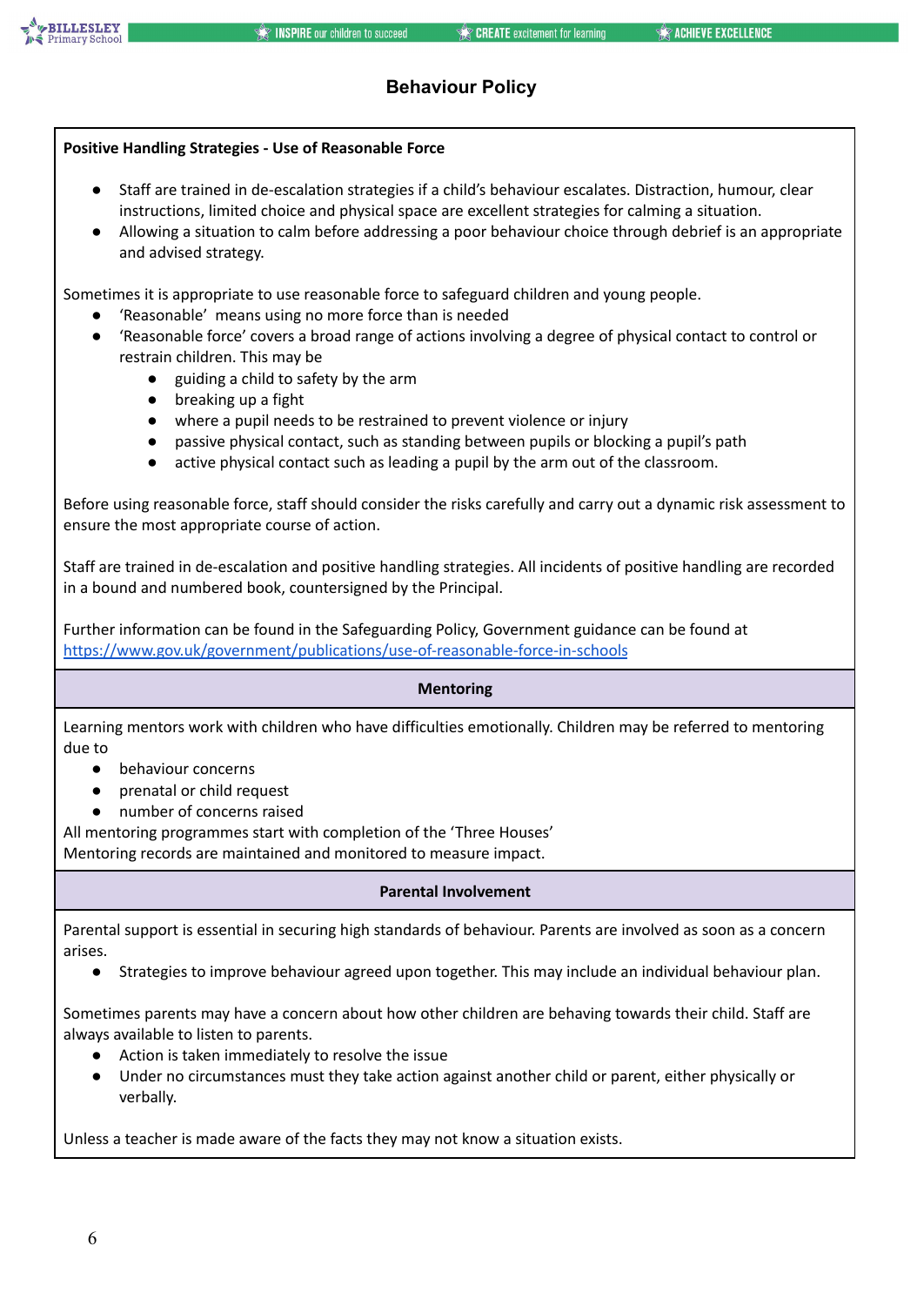# Behaviour Policy

**Positive Handling Strategies - Use of Reasonable Force**

- Staff are trained in de-escalation strategies if a child's behaviour escalates. Distraction, humour, clear instructions, limited choice and physical space are excellent strategies for calming a situation.
- Allowing a situation to calm before addressing a poor behaviour choice through debrief is an appropriate and advised strategy.

Sometimes it is appropriate to use reasonable force to safeguard children and young people.

- 'Reasonable' means using no more force than is needed
- 'Reasonable force' covers a broad range of actions involving a degree of physical contact to control or restrain children. This may be
  - guiding a child to safety by the arm
  - breaking up a fight
  - where a pupil needs to be restrained to prevent violence or injury
  - passive physical contact, such as standing between pupils or blocking a pupil's path
  - active physical contact such as leading a pupil by the arm out of the classroom.

Before using reasonable force, staff should consider the risks carefully and carry out a dynamic risk assessment to ensure the most appropriate course of action.

Staff are trained in de-escalation and positive handling strategies. All incidents of positive handling are recorded in a bound and numbered book, countersigned by the Principal.

Further information can be found in the Safeguarding Policy, Government guidance can be found at https://www.gov.uk/government/publications/use-of-reasonable-force-in-schools

## Mentoring

Learning mentors work with children who have difficulties emotionally. Children may be referred to mentoring due to

- behaviour concerns
- prenatal or child request
- number of concerns raised

All mentoring programmes start with completion of the 'Three Houses'
Mentoring records are maintained and monitored to measure impact.

## Parental Involvement

Parental support is essential in securing high standards of behaviour. Parents are involved as soon as a concern arises.

- Strategies to improve behaviour agreed upon together. This may include an individual behaviour plan.

Sometimes parents may have a concern about how other children are behaving towards their child. Staff are always available to listen to parents.

- Action is taken immediately to resolve the issue
- Under no circumstances must they take action against another child or parent, either physically or verbally.

Unless a teacher is made aware of the facts they may not know a situation exists.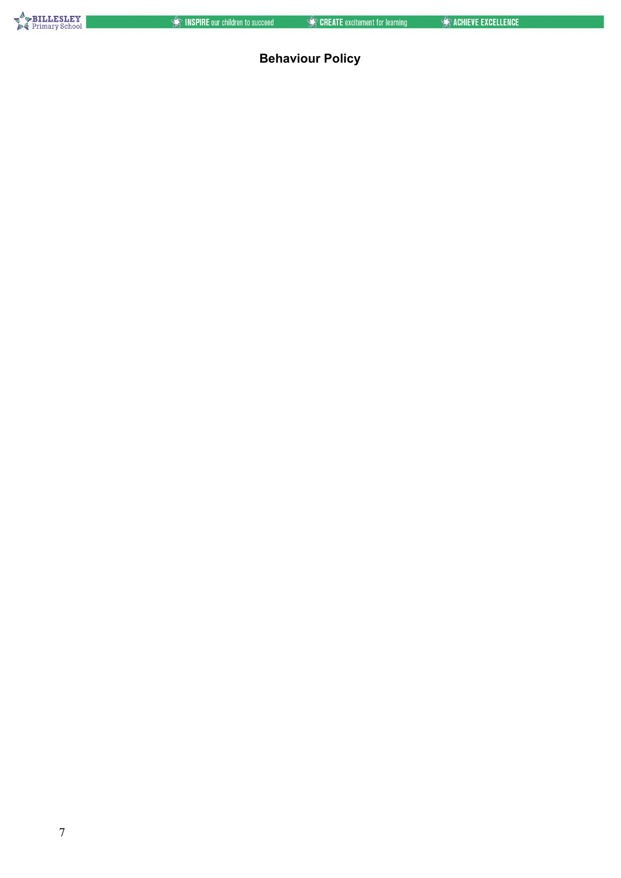**Behaviour Policy**